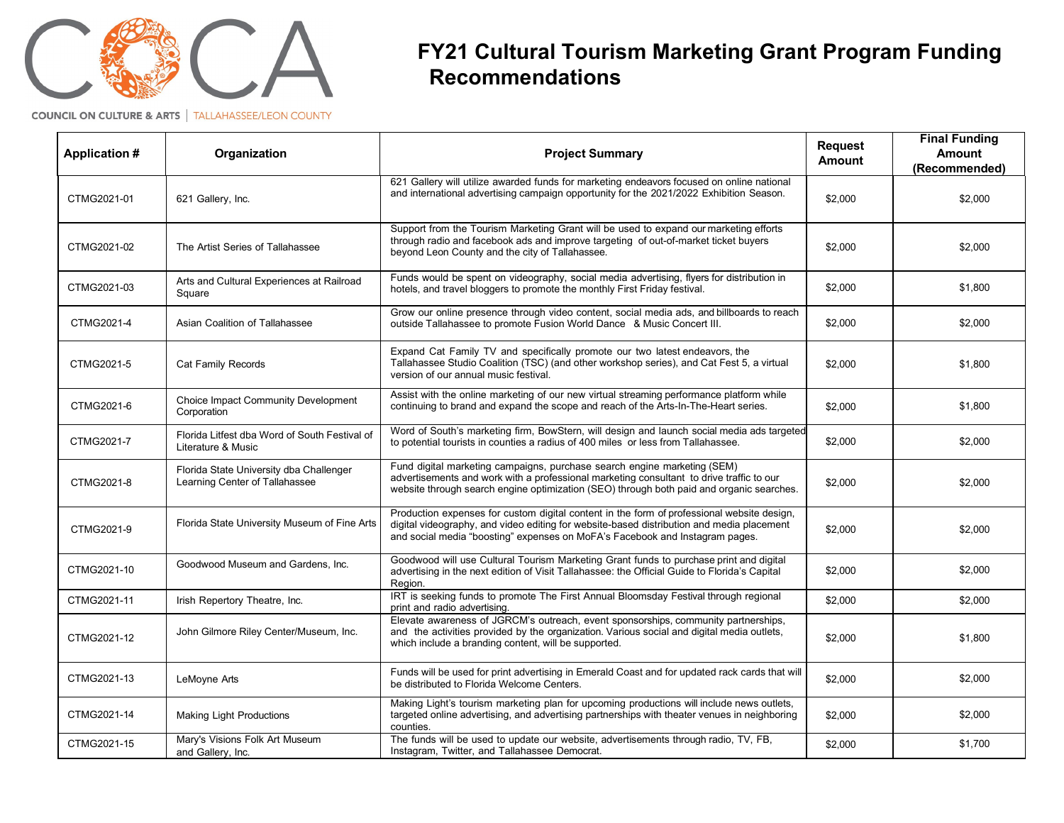COUNCIL ON CULTURE & ARTS | TALLAHASSEE/LEON COUNTY

# FY21 Cultural Tourism Marketing Grant Program Funding Recommendations

| Application # | Organization | Project Summary | Request Amount | Final Funding Amount (Recommended) |
|---|---|---|---|---|
| CTMG2021-01 | 621 Gallery, Inc. | 621 Gallery will utilize awarded funds for marketing endeavors focused on online national and international advertising campaign opportunity for the 2021/2022 Exhibition Season. | $2,000 | $2,000 |
| CTMG2021-02 | The Artist Series of Tallahassee | Support from the Tourism Marketing Grant will be used to expand our marketing efforts through radio and facebook ads and improve targeting of out-of-market ticket buyers beyond Leon County and the city of Tallahassee. | $2,000 | $2,000 |
| CTMG2021-03 | Arts and Cultural Experiences at Railroad Square | Funds would be spent on videography, social media advertising, flyers for distribution in hotels, and travel bloggers to promote the monthly First Friday festival. | $2,000 | $1,800 |
| CTMG2021-4 | Asian Coalition of Tallahassee | Grow our online presence through video content, social media ads, and billboards to reach outside Tallahassee to promote Fusion World Dance & Music Concert III. | $2,000 | $2,000 |
| CTMG2021-5 | Cat Family Records | Expand Cat Family TV and specifically promote our two latest endeavors, the Tallahassee Studio Coalition (TSC) (and other workshop series), and Cat Fest 5, a virtual version of our annual music festival. | $2,000 | $1,800 |
| CTMG2021-6 | Choice Impact Community Development Corporation | Assist with the online marketing of our new virtual streaming performance platform while continuing to brand and expand the scope and reach of the Arts-In-The-Heart series. | $2,000 | $1,800 |
| CTMG2021-7 | Florida Litfest dba Word of South Festival of Literature & Music | Word of South's marketing firm, BowStern, will design and launch social media ads targeted to potential tourists in counties a radius of 400 miles or less from Tallahassee. | $2,000 | $2,000 |
| CTMG2021-8 | Florida State University dba Challenger Learning Center of Tallahassee | Fund digital marketing campaigns, purchase search engine marketing (SEM) advertisements and work with a professional marketing consultant to drive traffic to our website through search engine optimization (SEO) through both paid and organic searches. | $2,000 | $2,000 |
| CTMG2021-9 | Florida State University Museum of Fine Arts | Production expenses for custom digital content in the form of professional website design, digital videography, and video editing for website-based distribution and media placement and social media "boosting" expenses on MoFA's Facebook and Instagram pages. | $2,000 | $2,000 |
| CTMG2021-10 | Goodwood Museum and Gardens, Inc. | Goodwood will use Cultural Tourism Marketing Grant funds to purchase print and digital advertising in the next edition of Visit Tallahassee: the Official Guide to Florida's Capital Region. | $2,000 | $2,000 |
| CTMG2021-11 | Irish Repertory Theatre, Inc. | IRT is seeking funds to promote The First Annual Bloomsday Festival through regional print and radio advertising. | $2,000 | $2,000 |
| CTMG2021-12 | John Gilmore Riley Center/Museum, Inc. | Elevate awareness of JGRCM's outreach, event sponsorships, community partnerships, and the activities provided by the organization. Various social and digital media outlets, which include a branding content, will be supported. | $2,000 | $1,800 |
| CTMG2021-13 | LeMoyne Arts | Funds will be used for print advertising in Emerald Coast and for updated rack cards that will be distributed to Florida Welcome Centers. | $2,000 | $2,000 |
| CTMG2021-14 | Making Light Productions | Making Light's tourism marketing plan for upcoming productions will include news outlets, targeted online advertising, and advertising partnerships with theater venues in neighboring counties. | $2,000 | $2,000 |
| CTMG2021-15 | Mary's Visions Folk Art Museum and Gallery, Inc. | The funds will be used to update our website, advertisements through radio, TV, FB, Instagram, Twitter, and Tallahassee Democrat. | $2,000 | $1,700 |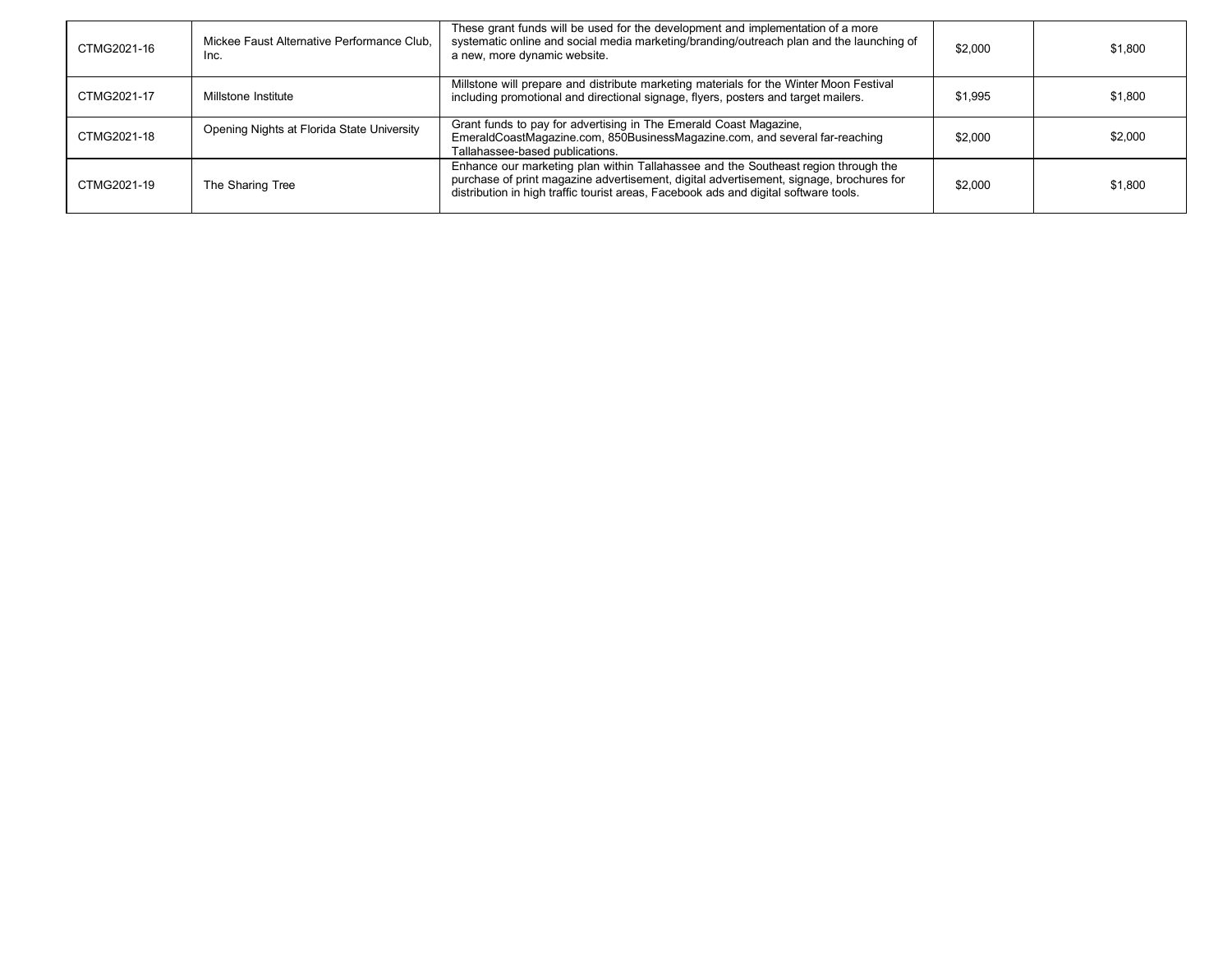| | | | | |
|---|---|---|---|---|
| CTMG2021-16 | Mickee Faust Alternative Performance Club, Inc. | These grant funds will be used for the development and implementation of a more systematic online and social media marketing/branding/outreach plan and the launching of a new, more dynamic website. | $2,000 | $1,800 |
| CTMG2021-17 | Millstone Institute | Millstone will prepare and distribute marketing materials for the Winter Moon Festival including promotional and directional signage, flyers, posters and target mailers. | $1,995 | $1,800 |
| CTMG2021-18 | Opening Nights at Florida State University | Grant funds to pay for advertising in The Emerald Coast Magazine, EmeraldCoastMagazine.com, 850BusinessMagazine.com, and several far-reaching Tallahassee-based publications. | $2,000 | $2,000 |
| CTMG2021-19 | The Sharing Tree | Enhance our marketing plan within Tallahassee and the Southeast region through the purchase of print magazine advertisement, digital advertisement, signage, brochures for distribution in high traffic tourist areas, Facebook ads and digital software tools. | $2,000 | $1,800 |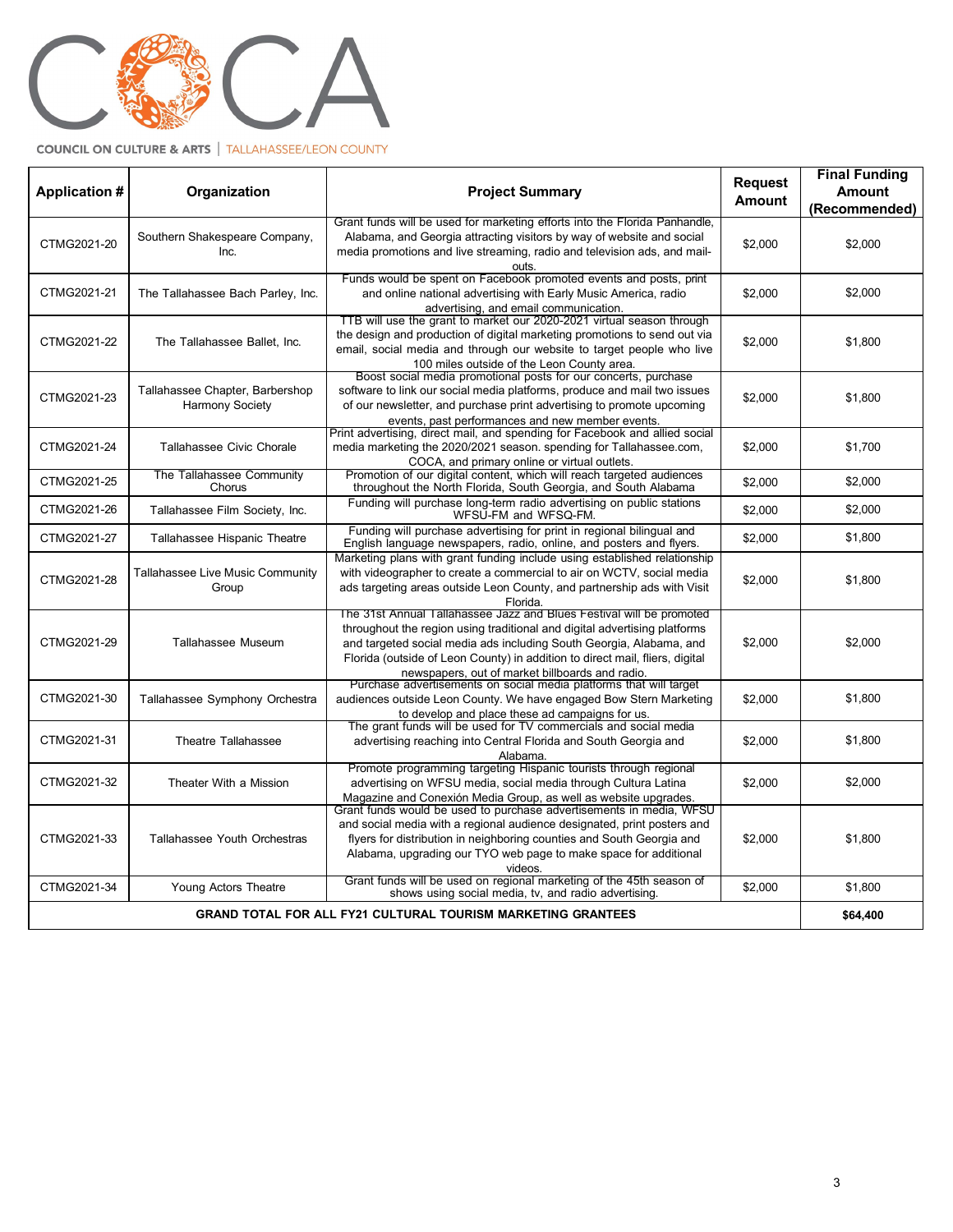COUNCIL ON CULTURE & ARTS | TALLAHASSEE/LEON COUNTY

| Application # | Organization | Project Summary | Request Amount | Final Funding Amount (Recommended) |
|---|---|---|---|---|
| CTMG2021-20 | Southern Shakespeare Company, Inc. | Grant funds will be used for marketing efforts into the Florida Panhandle, Alabama, and Georgia attracting visitors by way of website and social media promotions and live streaming, radio and television ads, and mail-outs. | $2,000 | $2,000 |
| CTMG2021-21 | The Tallahassee Bach Parley, Inc. | Funds would be spent on Facebook promoted events and posts, print and online national advertising with Early Music America, radio advertising, and email communication. | $2,000 | $2,000 |
| CTMG2021-22 | The Tallahassee Ballet, Inc. | TTB will use the grant to market our 2020-2021 virtual season through the design and production of digital marketing promotions to send out via email, social media and through our website to target people who live 100 miles outside of the Leon County area. | $2,000 | $1,800 |
| CTMG2021-23 | Tallahassee Chapter, Barbershop Harmony Society | Boost social media promotional posts for our concerts, purchase software to link our social media platforms, produce and mail two issues of our newsletter, and purchase print advertising to promote upcoming events, past performances and new member events. | $2,000 | $1,800 |
| CTMG2021-24 | Tallahassee Civic Chorale | Print advertising, direct mail, and spending for Facebook and allied social media marketing the 2020/2021 season. spending for Tallahassee.com, COCA, and primary online or virtual outlets. | $2,000 | $1,700 |
| CTMG2021-25 | The Tallahassee Community Chorus | Promotion of our digital content, which will reach targeted audiences throughout the North Florida, South Georgia, and South Alabama | $2,000 | $2,000 |
| CTMG2021-26 | Tallahassee Film Society, Inc. | Funding will purchase long-term radio advertising on public stations WFSU-FM and WFSQ-FM. | $2,000 | $2,000 |
| CTMG2021-27 | Tallahassee Hispanic Theatre | Funding will purchase advertising for print in regional bilingual and English language newspapers, radio, online, and posters and flyers. | $2,000 | $1,800 |
| CTMG2021-28 | Tallahassee Live Music Community Group | Marketing plans with grant funding include using established relationship with videographer to create a commercial to air on WCTV, social media ads targeting areas outside Leon County, and partnership ads with Visit Florida. | $2,000 | $1,800 |
| CTMG2021-29 | Tallahassee Museum | The 31st Annual Tallahassee Jazz and Blues Festival will be promoted throughout the region using traditional and digital advertising platforms and targeted social media ads including South Georgia, Alabama, and Florida (outside of Leon County) in addition to direct mail, fliers, digital newspapers, out of market billboards and radio. | $2,000 | $2,000 |
| CTMG2021-30 | Tallahassee Symphony Orchestra | Purchase advertisements on social media platforms that will target audiences outside Leon County. We have engaged Bow Stern Marketing to develop and place these ad campaigns for us. | $2,000 | $1,800 |
| CTMG2021-31 | Theatre Tallahassee | The grant funds will be used for TV commercials and social media advertising reaching into Central Florida and South Georgia and Alabama. | $2,000 | $1,800 |
| CTMG2021-32 | Theater With a Mission | Promote programming targeting Hispanic tourists through regional advertising on WFSU media, social media through Cultura Latina Magazine and Conexión Media Group, as well as website upgrades. | $2,000 | $2,000 |
| CTMG2021-33 | Tallahassee Youth Orchestras | Grant funds would be used to purchase advertisements in media, WFSU and social media with a regional audience designated, print posters and flyers for distribution in neighboring counties and South Georgia and Alabama, upgrading our TYO web page to make space for additional videos. | $2,000 | $1,800 |
| CTMG2021-34 | Young Actors Theatre | Grant funds will be used on regional marketing of the 45th season of shows using social media, tv, and radio advertising. | $2,000 | $1,800 |
| **GRAND TOTAL FOR ALL FY21 CULTURAL TOURISM MARKETING GRANTEES** | | | | **$64,400** |